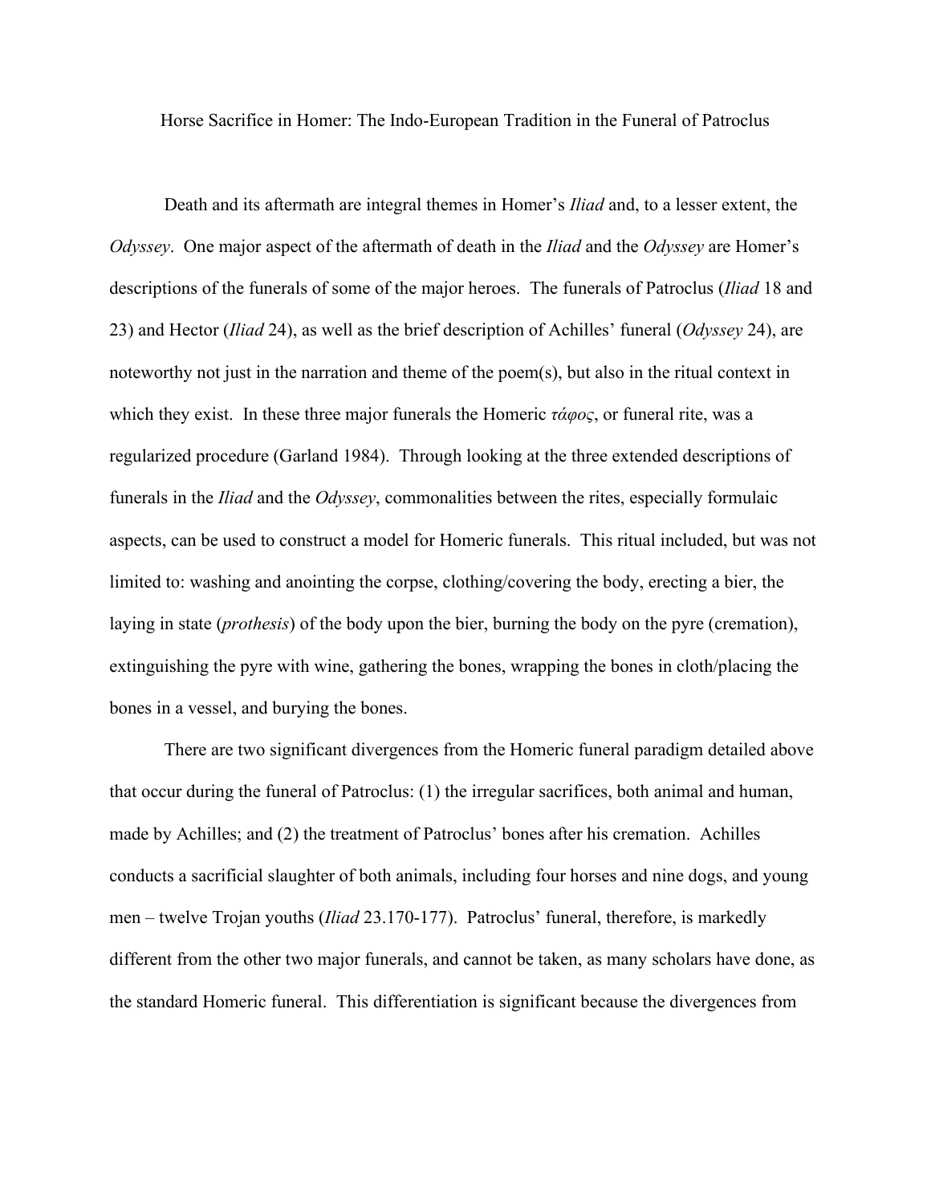# Horse Sacrifice in Homer: The Indo-European Tradition in the Funeral of Patroclus

Death and its aftermath are integral themes in Homer's *Iliad* and, to a lesser extent, the *Odyssey*. One major aspect of the aftermath of death in the *Iliad* and the *Odyssey* are Homer's descriptions of the funerals of some of the major heroes. The funerals of Patroclus (*Iliad* 18 and 23) and Hector (*Iliad* 24), as well as the brief description of Achilles' funeral (*Odyssey* 24), are noteworthy not just in the narration and theme of the poem(s), but also in the ritual context in which they exist. In these three major funerals the Homeric *τάφος*, or funeral rite, was a regularized procedure (Garland 1984). Through looking at the three extended descriptions of funerals in the *Iliad* and the *Odyssey*, commonalities between the rites, especially formulaic aspects, can be used to construct a model for Homeric funerals. This ritual included, but was not limited to: washing and anointing the corpse, clothing/covering the body, erecting a bier, the laying in state (*prothesis*) of the body upon the bier, burning the body on the pyre (cremation), extinguishing the pyre with wine, gathering the bones, wrapping the bones in cloth/placing the bones in a vessel, and burying the bones.

There are two significant divergences from the Homeric funeral paradigm detailed above that occur during the funeral of Patroclus: (1) the irregular sacrifices, both animal and human, made by Achilles; and (2) the treatment of Patroclus' bones after his cremation. Achilles conducts a sacrificial slaughter of both animals, including four horses and nine dogs, and young men – twelve Trojan youths (*Iliad* 23.170-177). Patroclus' funeral, therefore, is markedly different from the other two major funerals, and cannot be taken, as many scholars have done, as the standard Homeric funeral. This differentiation is significant because the divergences from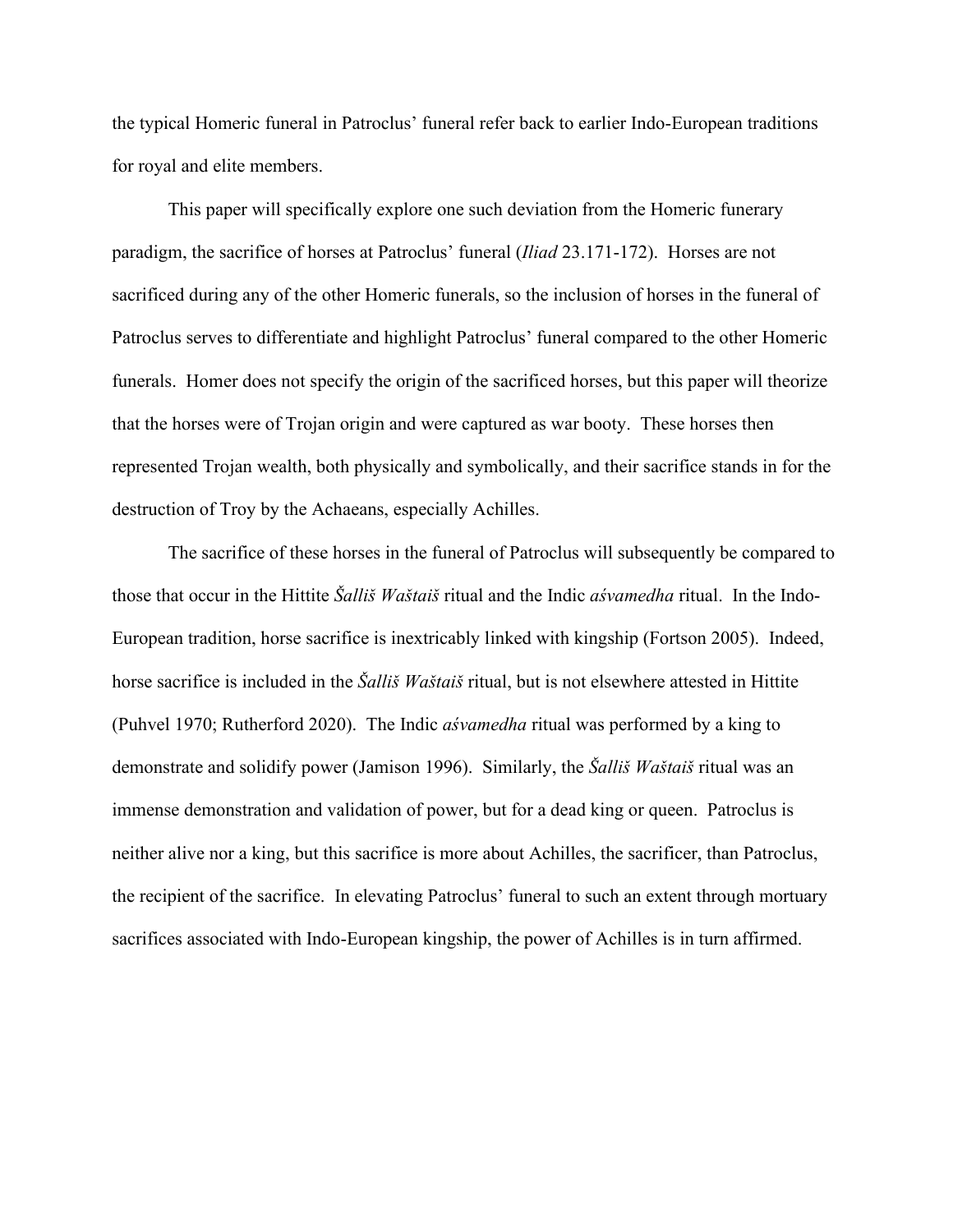the typical Homeric funeral in Patroclus' funeral refer back to earlier Indo-European traditions for royal and elite members.

This paper will specifically explore one such deviation from the Homeric funerary paradigm, the sacrifice of horses at Patroclus' funeral (*Iliad* 23.171-172). Horses are not sacrificed during any of the other Homeric funerals, so the inclusion of horses in the funeral of Patroclus serves to differentiate and highlight Patroclus' funeral compared to the other Homeric funerals. Homer does not specify the origin of the sacrificed horses, but this paper will theorize that the horses were of Trojan origin and were captured as war booty. These horses then represented Trojan wealth, both physically and symbolically, and their sacrifice stands in for the destruction of Troy by the Achaeans, especially Achilles.

The sacrifice of these horses in the funeral of Patroclus will subsequently be compared to those that occur in the Hittite *Šalliš Waštaiš* ritual and the Indic *aśvamedha* ritual. In the Indo-European tradition, horse sacrifice is inextricably linked with kingship (Fortson 2005). Indeed, horse sacrifice is included in the *Šalliš Waštaiš* ritual, but is not elsewhere attested in Hittite (Puhvel 1970; Rutherford 2020). The Indic *aśvamedha* ritual was performed by a king to demonstrate and solidify power (Jamison 1996). Similarly, the *Šalliš Waštaiš* ritual was an immense demonstration and validation of power, but for a dead king or queen. Patroclus is neither alive nor a king, but this sacrifice is more about Achilles, the sacrificer, than Patroclus, the recipient of the sacrifice. In elevating Patroclus' funeral to such an extent through mortuary sacrifices associated with Indo-European kingship, the power of Achilles is in turn affirmed.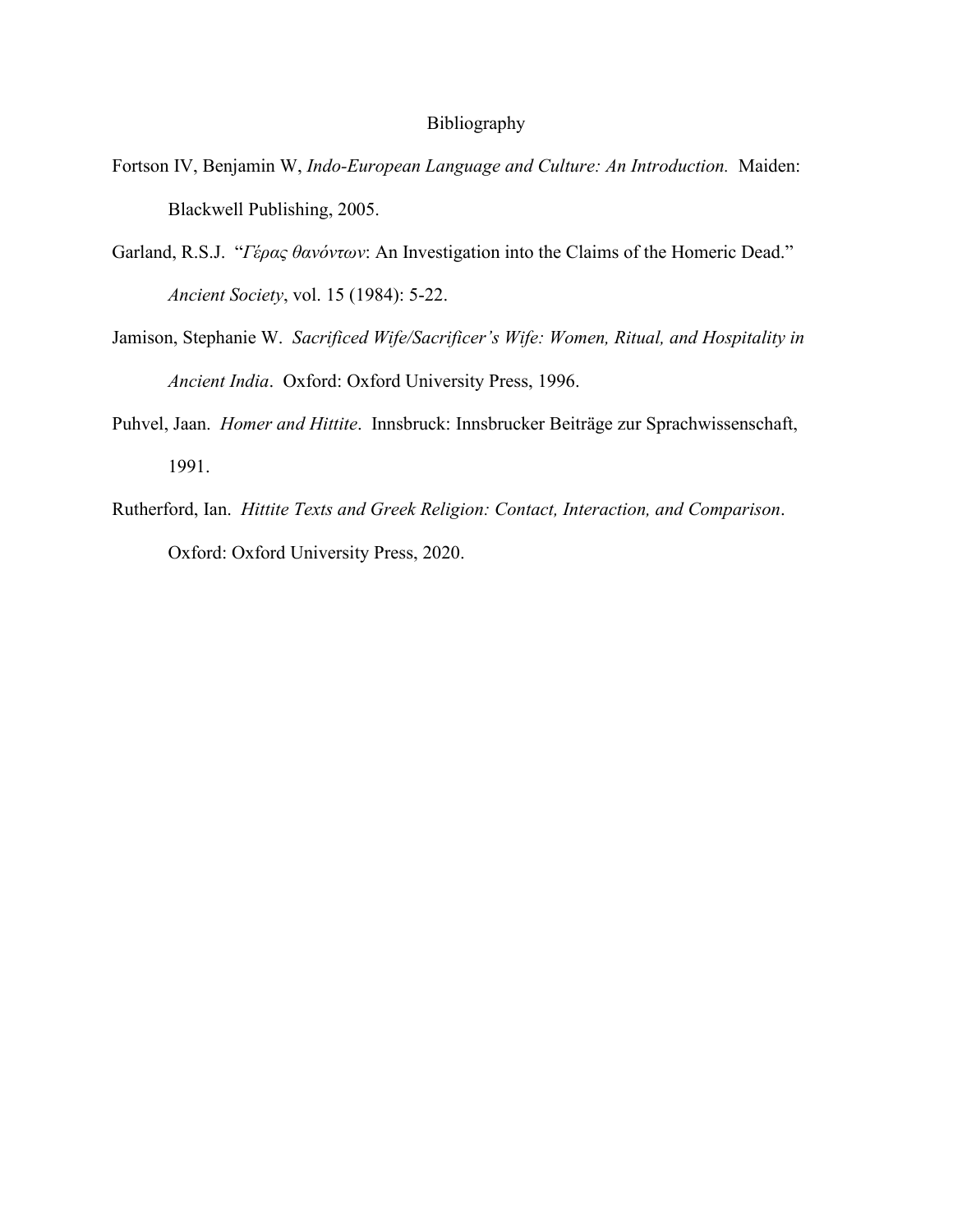# Bibliography

Fortson IV, Benjamin W, *Indo-European Language and Culture: An Introduction.* Maiden: Blackwell Publishing, 2005.

Garland, R.S.J. "*Γέρας θανόντων*: An Investigation into the Claims of the Homeric Dead." *Ancient Society*, vol. 15 (1984): 5-22.

Jamison, Stephanie W. *Sacrificed Wife/Sacrificer's Wife: Women, Ritual, and Hospitality in Ancient India*. Oxford: Oxford University Press, 1996.

Puhvel, Jaan. *Homer and Hittite*. Innsbruck: Innsbrucker Beiträge zur Sprachwissenschaft, 1991.

Rutherford, Ian. *Hittite Texts and Greek Religion: Contact, Interaction, and Comparison*. Oxford: Oxford University Press, 2020.